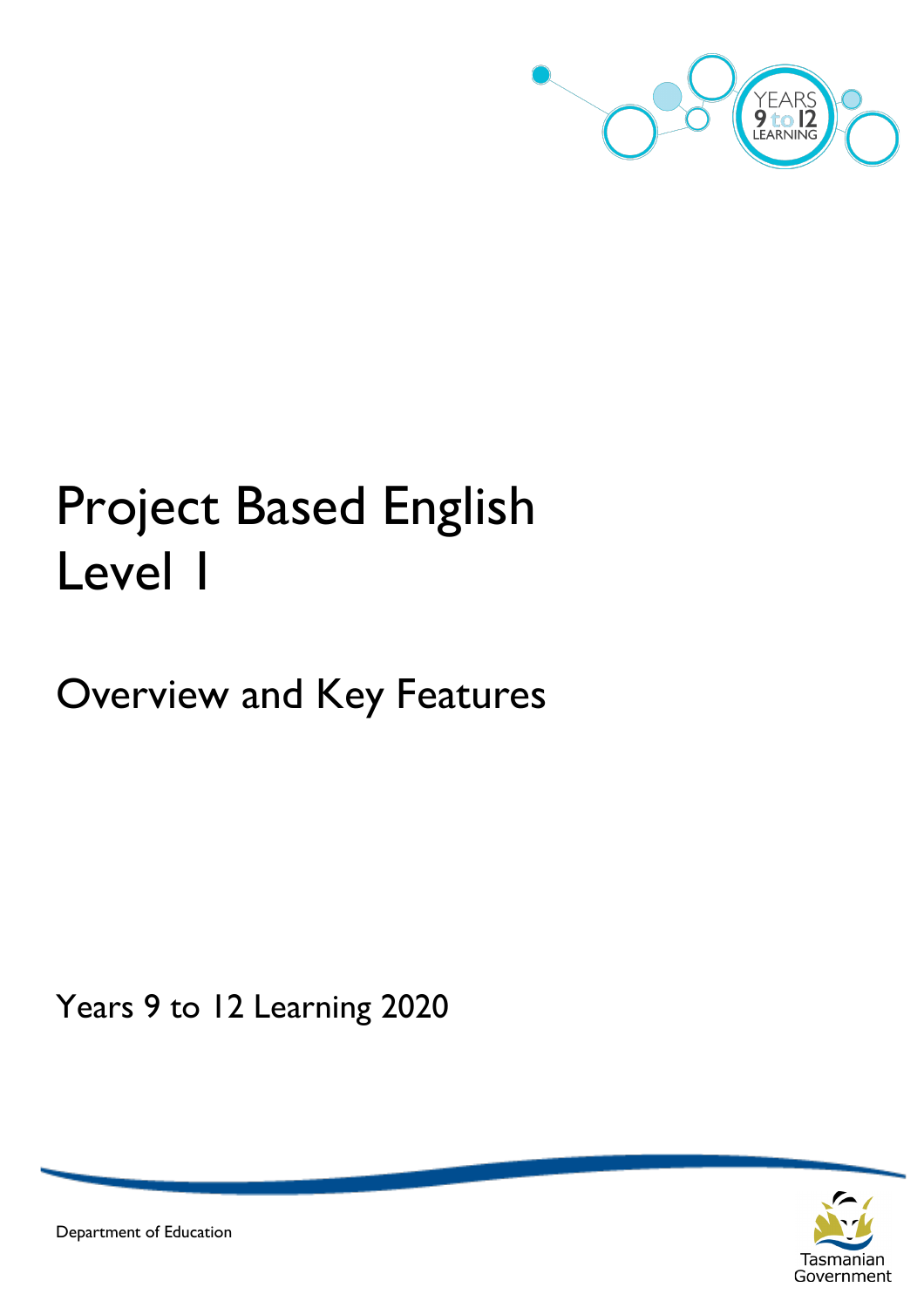# Project Based English Level 1

## Overview and Key Features

Years 9 to 12 Learning 2020

Department of Education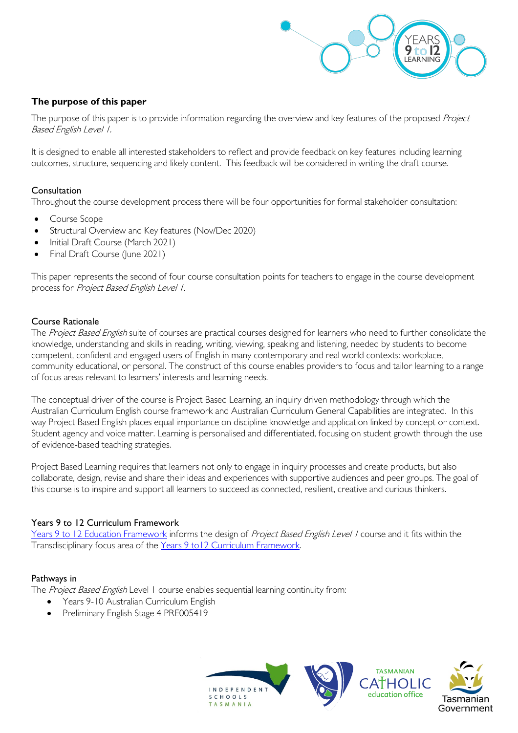## The purpose of this paper

The purpose of this paper is to provide information regarding the overview and key features of the proposed *Project Based English Level 1.*

It is designed to enable all interested stakeholders to reflect and provide feedback on key features including learning outcomes, structure, sequencing and likely content. This feedback will be considered in writing the draft course.

### Consultation

Throughout the course development process there will be four opportunities for formal stakeholder consultation:

- Course Scope
- Structural Overview and Key features (Nov/Dec 2020)
- Initial Draft Course (March 2021)
- Final Draft Course (June 2021)

This paper represents the second of four course consultation points for teachers to engage in the course development process for *Project Based English Level 1.*

### Course Rationale

The *Project Based English* suite of courses are practical courses designed for learners who need to further consolidate the knowledge, understanding and skills in reading, writing, viewing, speaking and listening, needed by students to become competent, confident and engaged users of English in many contemporary and real world contexts: workplace, community educational, or personal. The construct of this course enables providers to focus and tailor learning to a range of focus areas relevant to learners' interests and learning needs.

The conceptual driver of the course is Project Based Learning, an inquiry driven methodology through which the Australian Curriculum English course framework and Australian Curriculum General Capabilities are integrated. In this way Project Based English places equal importance on discipline knowledge and application linked by concept or context. Student agency and voice matter. Learning is personalised and differentiated, focusing on student growth through the use of evidence-based teaching strategies.

Project Based Learning requires that learners not only to engage in inquiry processes and create products, but also collaborate, design, revise and share their ideas and experiences with supportive audiences and peer groups. The goal of this course is to inspire and support all learners to succeed as connected, resilient, creative and curious thinkers.

### Years 9 to 12 Curriculum Framework

[Years 9 to 12 Education Framework](#) informs the design of *Project Based English Level 1* course and it fits within the Transdisciplinary focus area of the [Years 9 to12 Curriculum Framework](#).

### Pathways in

The *Project Based English* Level 1 course enables sequential learning continuity from:

- Years 9-10 Australian Curriculum English
- Preliminary English Stage 4 PRE005419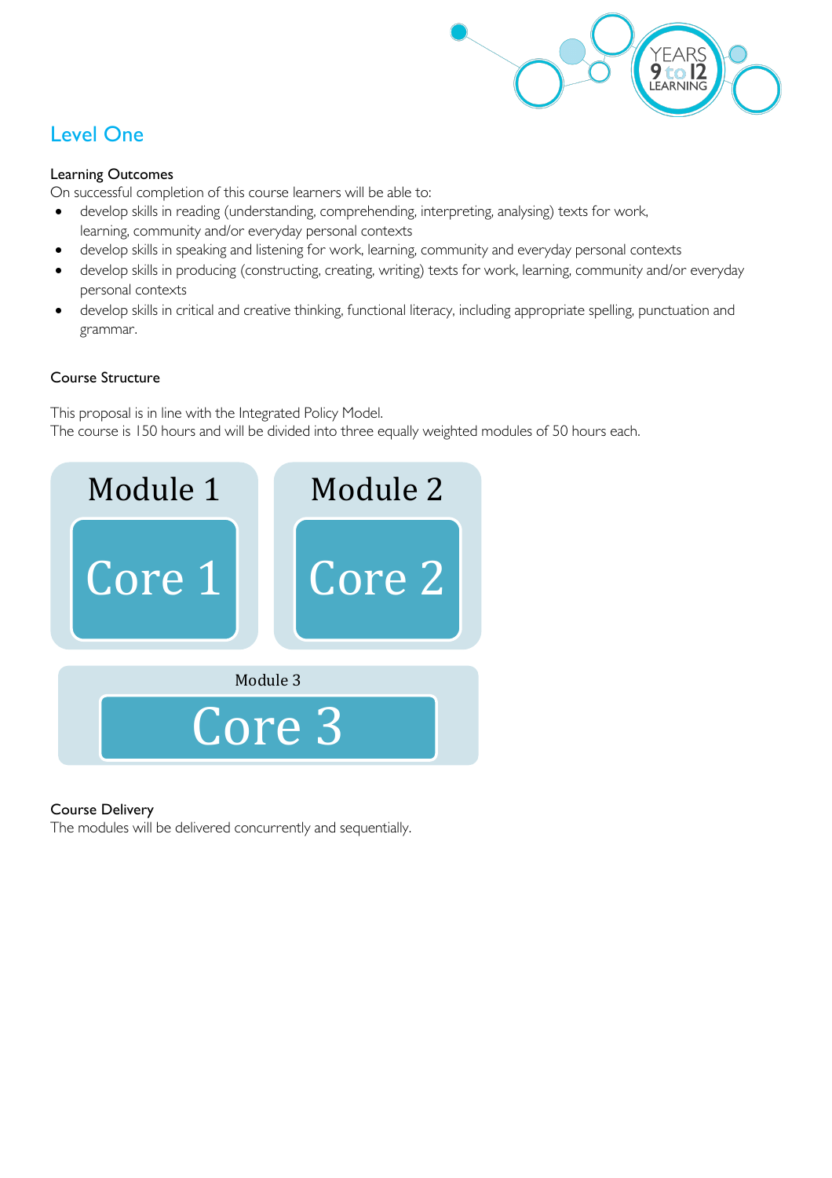## Level One

**Learning Outcomes**

On successful completion of this course learners will be able to:

- develop skills in reading (understanding, comprehending, interpreting, analysing) texts for work, learning, community and/or everyday personal contexts
- develop skills in speaking and listening for work, learning, community and everyday personal contexts
- develop skills in producing (constructing, creating, writing) texts for work, learning, community and/or everyday personal contexts
- develop skills in critical and creative thinking, functional literacy, including appropriate spelling, punctuation and grammar.

**Course Structure**

This proposal is in line with the Integrated Policy Model.

The course is 150 hours and will be divided into three equally weighted modules of 50 hours each.

Module 1

Core 1

Module 2

Core 2

Module 3

Core 3

**Course Delivery**

The modules will be delivered concurrently and sequentially.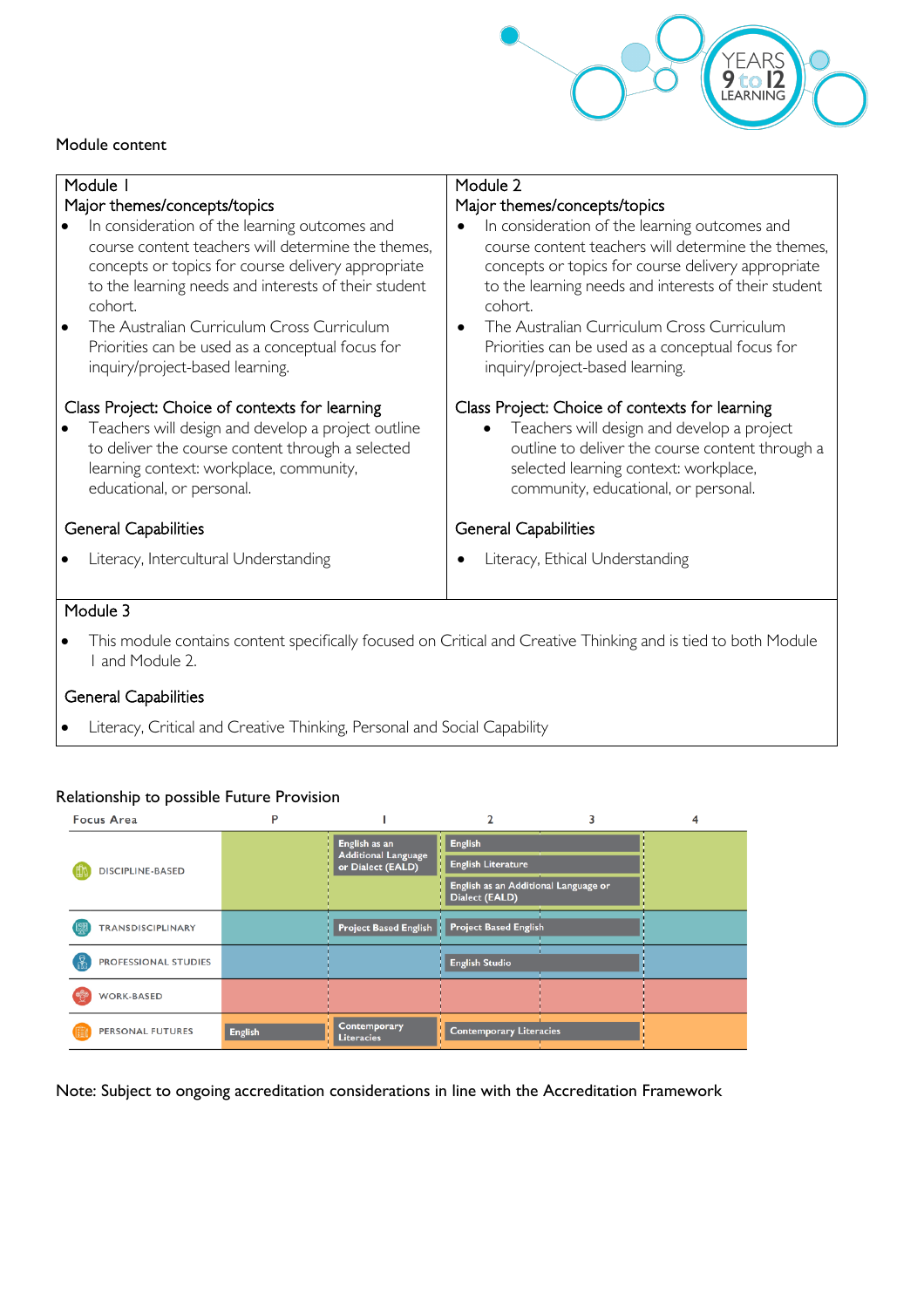Module content

| Module 1 | Module 2 |
|---|---|
| **Major themes/concepts/topics**<br>• In consideration of the learning outcomes and course content teachers will determine the themes, concepts or topics for course delivery appropriate to the learning needs and interests of their student cohort.<br>• The Australian Curriculum Cross Curriculum Priorities can be used as a conceptual focus for inquiry/project-based learning.<br><br>**Class Project: Choice of contexts for learning**<br>• Teachers will design and develop a project outline to deliver the course content through a selected learning context: workplace, community, educational, or personal.<br><br>**General Capabilities**<br>• Literacy, Intercultural Understanding | **Major themes/concepts/topics**<br>• In consideration of the learning outcomes and course content teachers will determine the themes, concepts or topics for course delivery appropriate to the learning needs and interests of their student cohort.<br>• The Australian Curriculum Cross Curriculum Priorities can be used as a conceptual focus for inquiry/project-based learning.<br><br>**Class Project: Choice of contexts for learning**<br>• Teachers will design and develop a project outline to deliver the course content through a selected learning context: workplace, community, educational, or personal.<br><br>**General Capabilities**<br>• Literacy, Ethical Understanding |
| **Module 3**<br>• This module contains content specifically focused on Critical and Creative Thinking and is tied to both Module 1 and Module 2.<br><br>**General Capabilities**<br>• Literacy, Critical and Creative Thinking, Personal and Social Capability | |

Relationship to possible Future Provision

Focus Area
P
1
2
3
4

DISCIPLINE-BASED
English as an Additional Language or Dialect (EALD)
English
English Literature
English as an Additional Language or Dialect (EALD)

TRANSDISCIPLINARY
Project Based English
Project Based English

PROFESSIONAL STUDIES
English Studio

WORK-BASED

PERSONAL FUTURES
English
Contemporary Literacies
Contemporary Literacies

Note: Subject to ongoing accreditation considerations in line with the Accreditation Framework